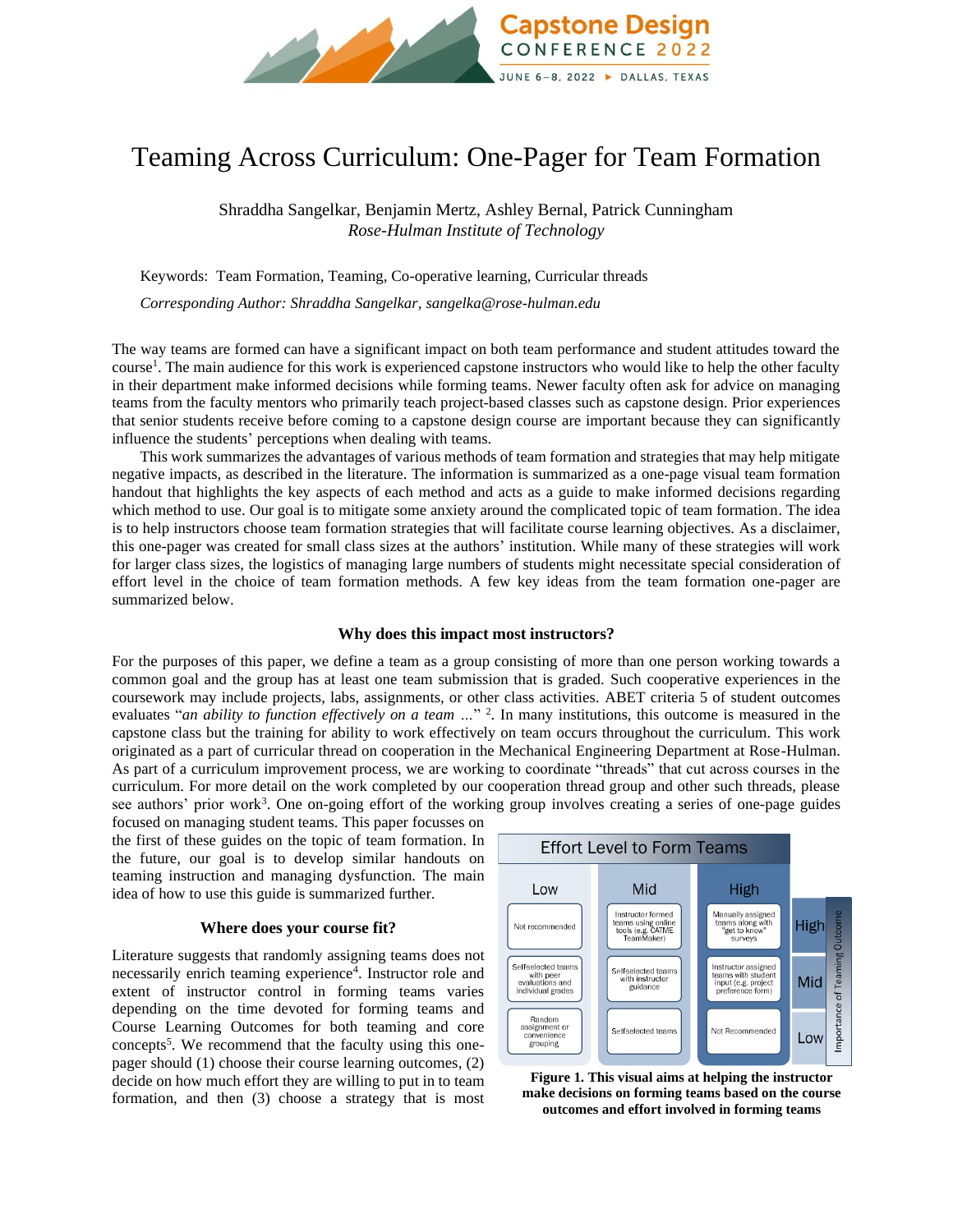# Teaming Across Curriculum: One-Pager for Team Formation

Shraddha Sangelkar, Benjamin Mertz, Ashley Bernal, Patrick Cunningham
*Rose-Hulman Institute of Technology*

Keywords: Team Formation, Teaming, Co-operative learning, Curricular threads

*Corresponding Author: Shraddha Sangelkar, sangelka@rose-hulman.edu*

The way teams are formed can have a significant impact on both team performance and student attitudes toward the course[1]. The main audience for this work is experienced capstone instructors who would like to help the other faculty in their department make informed decisions while forming teams. Newer faculty often ask for advice on managing teams from the faculty mentors who primarily teach project-based classes such as capstone design. Prior experiences that senior students receive before coming to a capstone design course are important because they can significantly influence the students' perceptions when dealing with teams.

This work summarizes the advantages of various methods of team formation and strategies that may help mitigate negative impacts, as described in the literature. The information is summarized as a one-page visual team formation handout that highlights the key aspects of each method and acts as a guide to make informed decisions regarding which method to use. Our goal is to mitigate some anxiety around the complicated topic of team formation. The idea is to help instructors choose team formation strategies that will facilitate course learning objectives. As a disclaimer, this one-pager was created for small class sizes at the authors' institution. While many of these strategies will work for larger class sizes, the logistics of managing large numbers of students might necessitate special consideration of effort level in the choice of team formation methods. A few key ideas from the team formation one-pager are summarized below.

### Why does this impact most instructors?

For the purposes of this paper, we define a team as a group consisting of more than one person working towards a common goal and the group has at least one team submission that is graded. Such cooperative experiences in the coursework may include projects, labs, assignments, or other class activities. ABET criteria 5 of student outcomes evaluates "*an ability to function effectively on a team …*" [2]. In many institutions, this outcome is measured in the capstone class but the training for ability to work effectively on team occurs throughout the curriculum. This work originated as a part of curricular thread on cooperation in the Mechanical Engineering Department at Rose-Hulman. As part of a curriculum improvement process, we are working to coordinate "threads" that cut across courses in the curriculum. For more detail on the work completed by our cooperation thread group and other such threads, please see authors' prior work[3]. One on-going effort of the working group involves creating a series of one-page guides focused on managing student teams. This paper focusses on the first of these guides on the topic of team formation. In the future, our goal is to develop similar handouts on teaming instruction and managing dysfunction. The main idea of how to use this guide is summarized further.

### Where does your course fit?

Literature suggests that randomly assigning teams does not necessarily enrich teaming experience[4]. Instructor role and extent of instructor control in forming teams varies depending on the time devoted for forming teams and Course Learning Outcomes for both teaming and core concepts[5]. We recommend that the faculty using this one-pager should (1) choose their course learning outcomes, (2) decide on how much effort they are willing to put in to team formation, and then (3) choose a strategy that is most

| Importance of Teaming Outcome \ Effort Level to Form Teams | Low | Mid | High |
|---|---|---|---|
| High | Not recommended | Instructor formed teams using online tools (e.g. CATME TeamMaker) | Manually assigned teams along with "get to know" surveys |
| Mid | Selfselected teams with peer evaluations and individual grades | Selfselected teams with instructor guidance | Instructor assigned teams with student input (e.g. project preference form) |
| Low | Random assignment or convenience grouping | Selfselected teams | Not Recommended |

**Figure 1. This visual aims at helping the instructor make decisions on forming teams based on the course outcomes and effort involved in forming teams**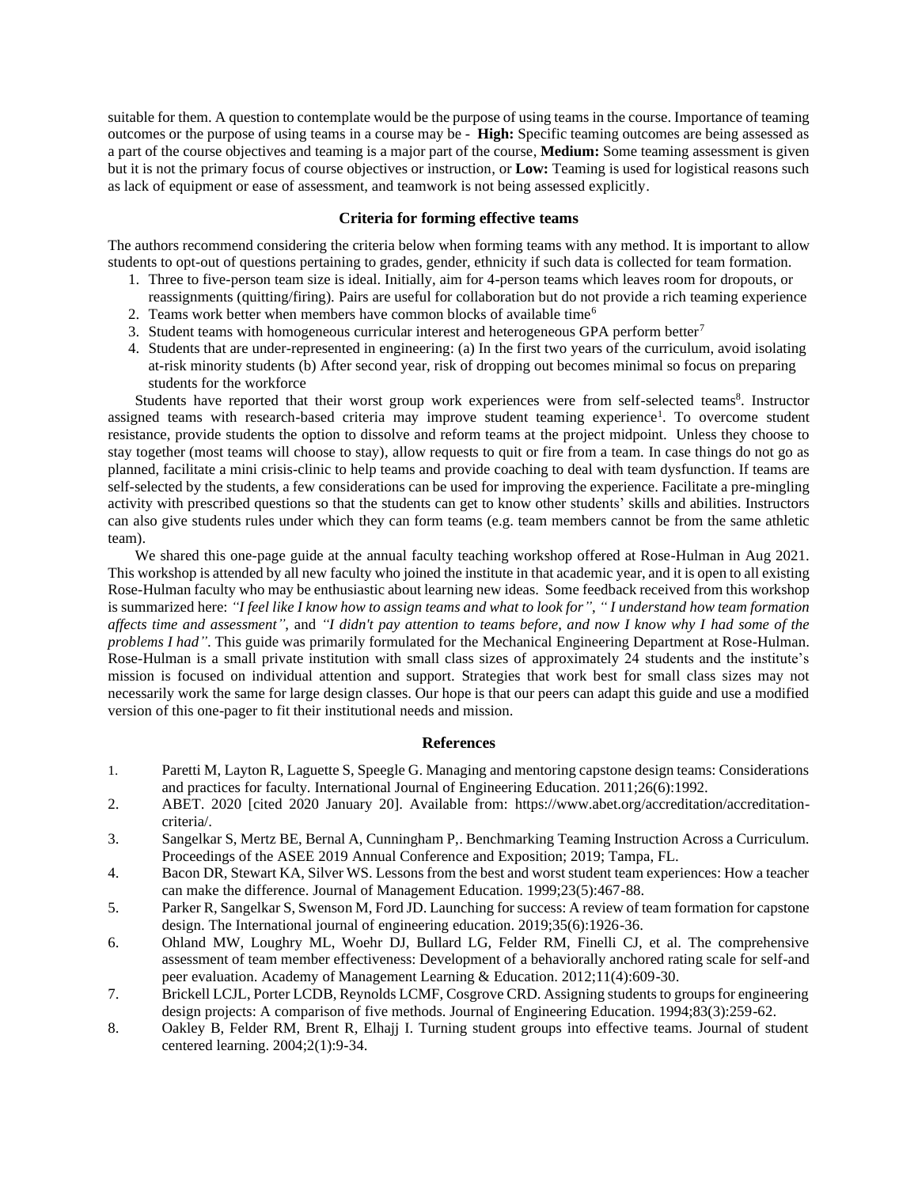suitable for them. A question to contemplate would be the purpose of using teams in the course. Importance of teaming outcomes or the purpose of using teams in a course may be - **High:** Specific teaming outcomes are being assessed as a part of the course objectives and teaming is a major part of the course, **Medium:** Some teaming assessment is given but it is not the primary focus of course objectives or instruction, or **Low:** Teaming is used for logistical reasons such as lack of equipment or ease of assessment, and teamwork is not being assessed explicitly.

### Criteria for forming effective teams

The authors recommend considering the criteria below when forming teams with any method. It is important to allow students to opt-out of questions pertaining to grades, gender, ethnicity if such data is collected for team formation.

1. Three to five-person team size is ideal. Initially, aim for 4-person teams which leaves room for dropouts, or reassignments (quitting/firing). Pairs are useful for collaboration but do not provide a rich teaming experience
2. Teams work better when members have common blocks of available time[6]
3. Student teams with homogeneous curricular interest and heterogeneous GPA perform better[7]
4. Students that are under-represented in engineering: (a) In the first two years of the curriculum, avoid isolating at-risk minority students (b) After second year, risk of dropping out becomes minimal so focus on preparing students for the workforce

Students have reported that their worst group work experiences were from self-selected teams[8]. Instructor assigned teams with research-based criteria may improve student teaming experience[1]. To overcome student resistance, provide students the option to dissolve and reform teams at the project midpoint. Unless they choose to stay together (most teams will choose to stay), allow requests to quit or fire from a team. In case things do not go as planned, facilitate a mini crisis-clinic to help teams and provide coaching to deal with team dysfunction. If teams are self-selected by the students, a few considerations can be used for improving the experience. Facilitate a pre-mingling activity with prescribed questions so that the students can get to know other students' skills and abilities. Instructors can also give students rules under which they can form teams (e.g. team members cannot be from the same athletic team).

We shared this one-page guide at the annual faculty teaching workshop offered at Rose-Hulman in Aug 2021. This workshop is attended by all new faculty who joined the institute in that academic year, and it is open to all existing Rose-Hulman faculty who may be enthusiastic about learning new ideas. Some feedback received from this workshop is summarized here: *"I feel like I know how to assign teams and what to look for"*, *" I understand how team formation affects time and assessment"*, and *"I didn't pay attention to teams before, and now I know why I had some of the problems I had"*. This guide was primarily formulated for the Mechanical Engineering Department at Rose-Hulman. Rose-Hulman is a small private institution with small class sizes of approximately 24 students and the institute's mission is focused on individual attention and support. Strategies that work best for small class sizes may not necessarily work the same for large design classes. Our hope is that our peers can adapt this guide and use a modified version of this one-pager to fit their institutional needs and mission.

### References

1. Paretti M, Layton R, Laguette S, Speegle G. Managing and mentoring capstone design teams: Considerations and practices for faculty. International Journal of Engineering Education. 2011;26(6):1992.
2. ABET. 2020 [cited 2020 January 20]. Available from: https://www.abet.org/accreditation/accreditation-criteria/.
3. Sangelkar S, Mertz BE, Bernal A, Cunningham P,. Benchmarking Teaming Instruction Across a Curriculum. Proceedings of the ASEE 2019 Annual Conference and Exposition; 2019; Tampa, FL.
4. Bacon DR, Stewart KA, Silver WS. Lessons from the best and worst student team experiences: How a teacher can make the difference. Journal of Management Education. 1999;23(5):467-88.
5. Parker R, Sangelkar S, Swenson M, Ford JD. Launching for success: A review of team formation for capstone design. The International journal of engineering education. 2019;35(6):1926-36.
6. Ohland MW, Loughry ML, Woehr DJ, Bullard LG, Felder RM, Finelli CJ, et al. The comprehensive assessment of team member effectiveness: Development of a behaviorally anchored rating scale for self-and peer evaluation. Academy of Management Learning & Education. 2012;11(4):609-30.
7. Brickell LCJL, Porter LCDB, Reynolds LCMF, Cosgrove CRD. Assigning students to groups for engineering design projects: A comparison of five methods. Journal of Engineering Education. 1994;83(3):259-62.
8. Oakley B, Felder RM, Brent R, Elhajj I. Turning student groups into effective teams. Journal of student centered learning. 2004;2(1):9-34.